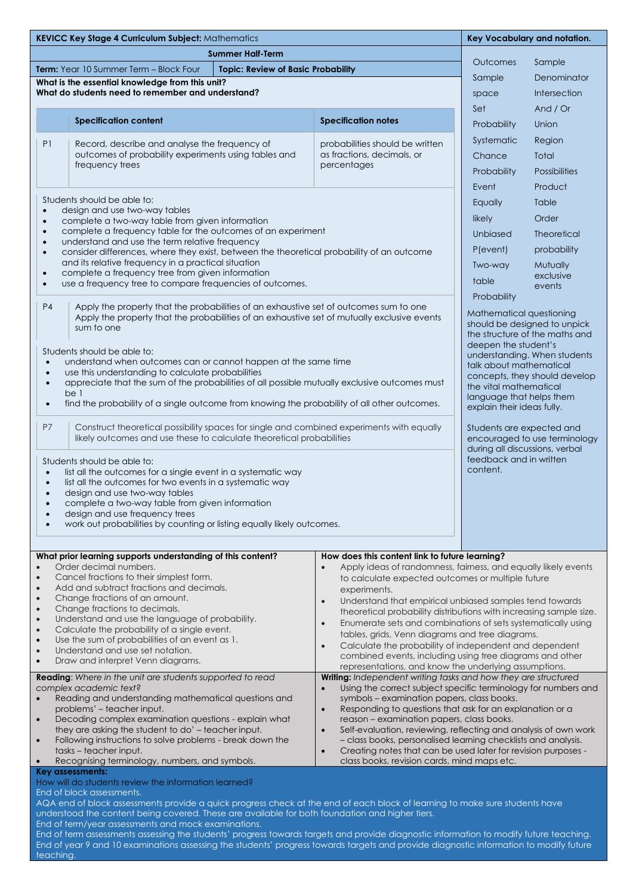**KEVICC Key Stage 4 Curriculum Subject:** Mathematics

**Summer Half-Term**

| **Term:** Year 10 Summer Term – Block Four | **Topic: Review of Basic Probability** |
|---|---|

**What is the essential knowledge from this unit?**
**What do students need to remember and understand?**

| | Specification content | Specification notes |
|---|---|---|
| P1 | Record, describe and analyse the frequency of outcomes of probability experiments using tables and frequency trees | probabilities should be written as fractions, decimals, or percentages |

Students should be able to:

- design and use two-way tables
- complete a two-way table from given information
- complete a frequency table for the outcomes of an experiment
- understand and use the term relative frequency
- consider differences, where they exist, between the theoretical probability of an outcome and its relative frequency in a practical situation
- complete a frequency tree from given information
- use a frequency tree to compare frequencies of outcomes.

| | |
|---|---|
| P4 | Apply the property that the probabilities of an exhaustive set of outcomes sum to one<br>Apply the property that the probabilities of an exhaustive set of mutually exclusive events sum to one |

Students should be able to:

- understand when outcomes can or cannot happen at the same time
- use this understanding to calculate probabilities
- appreciate that the sum of the probabilities of all possible mutually exclusive outcomes must be 1
- find the probability of a single outcome from knowing the probability of all other outcomes.

| | |
|---|---|
| P7 | Construct theoretical possibility spaces for single and combined experiments with equally likely outcomes and use these to calculate theoretical probabilities |

Students should be able to:

- list all the outcomes for a single event in a systematic way
- list all the outcomes for two events in a systematic way
- design and use two-way tables
- complete a two-way table from given information
- design and use frequency trees
- work out probabilities by counting or listing equally likely outcomes.

**Key Vocabulary and notation.**

| | |
|---|---|
| Outcomes | Sample |
| Sample space | Denominator |
| Set | Intersection |
| Probability | And / Or |
| Systematic | Union |
| Chance | Region |
| Probability | Total |
| Event | Possibilities |
| Equally likely | Product |
| Unbiased | Table |
| P(event) | Order |
| Two-way table | Theoretical probability |
| Probability | Mutually exclusive events |

Mathematical questioning should be designed to unpick the structure of the maths and deepen the student's understanding. When students talk about mathematical concepts, they should develop the vital mathematical language that helps them explain their ideas fully.

Students are expected and encouraged to use terminology during all discussions, verbal feedback and in written content.

**What prior learning supports understanding of this content?**

- Order decimal numbers.
- Cancel fractions to their simplest form.
- Add and subtract fractions and decimals.
- Change fractions of an amount.
- Change fractions to decimals.
- Understand and use the language of probability.
- Calculate the probability of a single event.
- Use the sum of probabilities of an event as 1.
- Understand and use set notation.
- Draw and interpret Venn diagrams.

**How does this content link to future learning?**

- Apply ideas of randomness, fairness, and equally likely events to calculate expected outcomes or multiple future experiments.
- Understand that empirical unbiased samples tend towards theoretical probability distributions with increasing sample size.
- Enumerate sets and combinations of sets systematically using tables, grids, Venn diagrams and tree diagrams.
- Calculate the probability of independent and dependent combined events, including using tree diagrams and other representations, and know the underlying assumptions.

**Reading**: *Where in the unit are students supported to read complex academic text?*

- Reading and understanding mathematical questions and problems' – teacher input.
- Decoding complex examination questions - explain what they are asking the student to do' – teacher input.
- Following instructions to solve problems - break down the tasks – teacher input.
- Recognising terminology, numbers, and symbols.

**Writing:** *Independent writing tasks and how they are structured*

- Using the correct subject specific terminology for numbers and symbols – examination papers, class books.
- Responding to questions that ask for an explanation or a reason – examination papers, class books.
- Self-evaluation, reviewing, reflecting and analysis of own work – class books, personalised learning checklists and analysis.
- Creating notes that can be used later for revision purposes - class books, revision cards, mind maps etc.

**Key assessments:**

How will do students review the information learned?

End of block assessments.

AQA end of block assessments provide a quick progress check at the end of each block of learning to make sure students have understood the content being covered. These are available for both foundation and higher tiers.

End of term/year assessments and mock examinations.

End of term assessments assessing the students' progress towards targets and provide diagnostic information to modify future teaching.

End of year 9 and 10 examinations assessing the students' progress towards targets and provide diagnostic information to modify future teaching.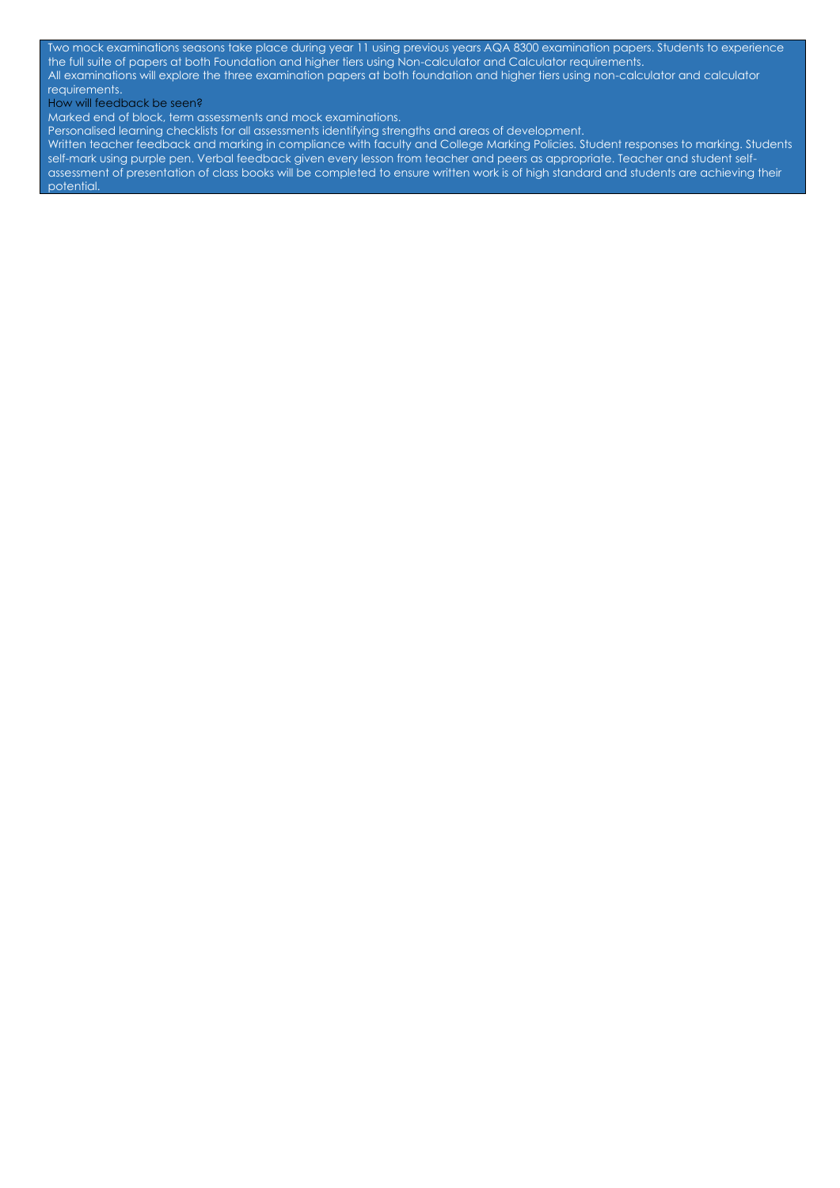Two mock examinations seasons take place during year 11 using previous years AQA 8300 examination papers. Students to experience the full suite of papers at both Foundation and higher tiers using Non-calculator and Calculator requirements.

All examinations will explore the three examination papers at both foundation and higher tiers using non-calculator and calculator requirements.

How will feedback be seen?

Marked end of block, term assessments and mock examinations.

Personalised learning checklists for all assessments identifying strengths and areas of development.

Written teacher feedback and marking in compliance with faculty and College Marking Policies. Student responses to marking. Students self-mark using purple pen. Verbal feedback given every lesson from teacher and peers as appropriate. Teacher and student self-assessment of presentation of class books will be completed to ensure written work is of high standard and students are achieving their potential.